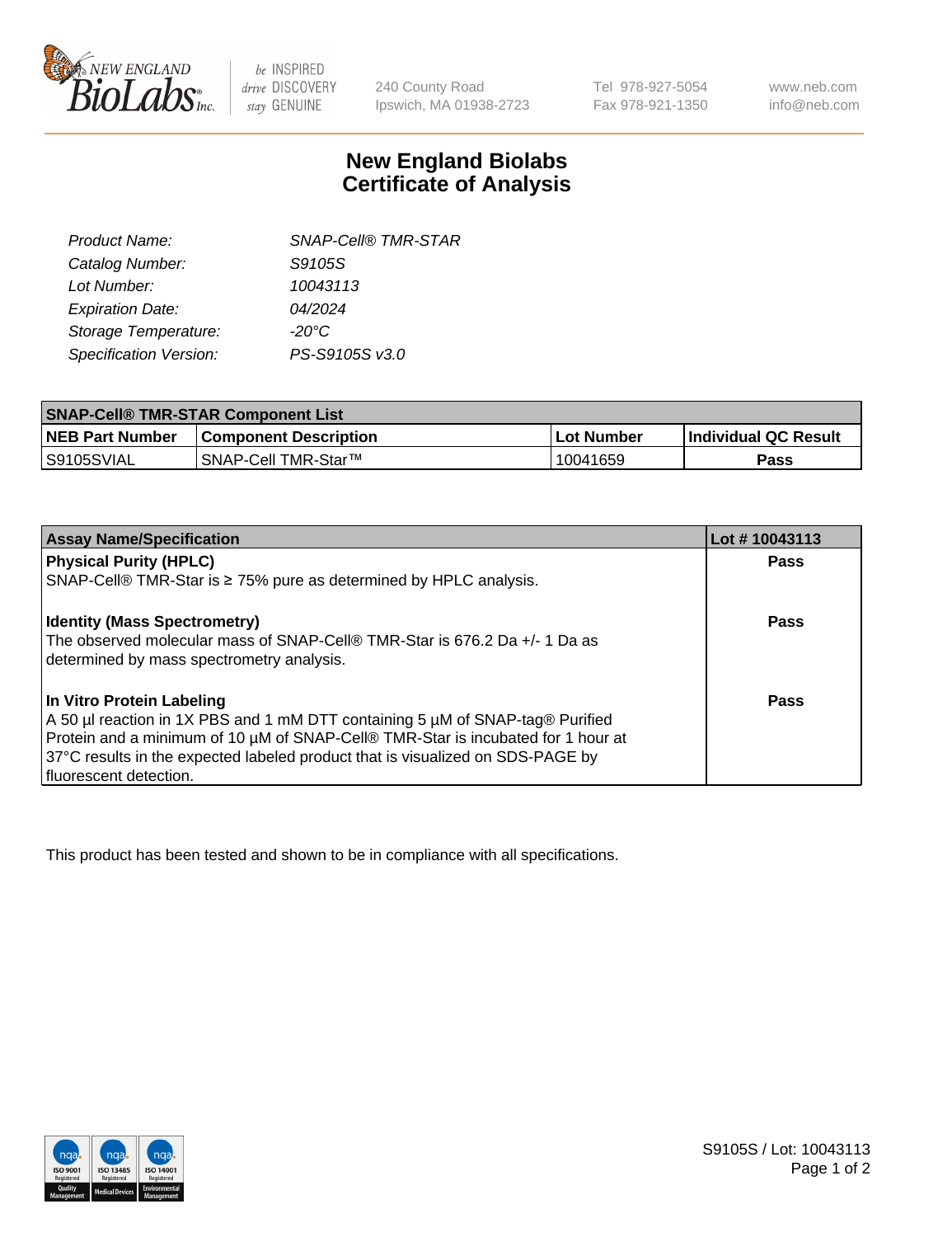240 County Road
Ipswich, MA 01938-2723

Tel 978-927-5054
Fax 978-921-1350

www.neb.com
info@neb.com

# New England Biolabs
# Certificate of Analysis

| | |
|---|---|
| *Product Name:* | *SNAP-Cell® TMR-STAR* |
| *Catalog Number:* | *S9105S* |
| *Lot Number:* | *10043113* |
| *Expiration Date:* | *04/2024* |
| *Storage Temperature:* | *-20°C* |
| *Specification Version:* | *PS-S9105S v3.0* |

| **SNAP-Cell® TMR-STAR Component List** | | | |
|---|---|---|---|
| **NEB Part Number** | **Component Description** | **Lot Number** | **Individual QC Result** |
| S9105SVIAL | SNAP-Cell TMR-Star™ | 10041659 | **Pass** |

| **Assay Name/Specification** | **Lot # 10043113** |
|---|---|
| **Physical Purity (HPLC)**<br>SNAP-Cell® TMR-Star is ≥ 75% pure as determined by HPLC analysis. | **Pass** |
| **Identity (Mass Spectrometry)**<br>The observed molecular mass of SNAP-Cell® TMR-Star is 676.2 Da +/- 1 Da as determined by mass spectrometry analysis. | **Pass** |
| **In Vitro Protein Labeling**<br>A 50 µl reaction in 1X PBS and 1 mM DTT containing 5 µM of SNAP-tag® Purified Protein and a minimum of 10 µM of SNAP-Cell® TMR-Star is incubated for 1 hour at 37°C results in the expected labeled product that is visualized on SDS-PAGE by fluorescent detection. | **Pass** |

This product has been tested and shown to be in compliance with all specifications.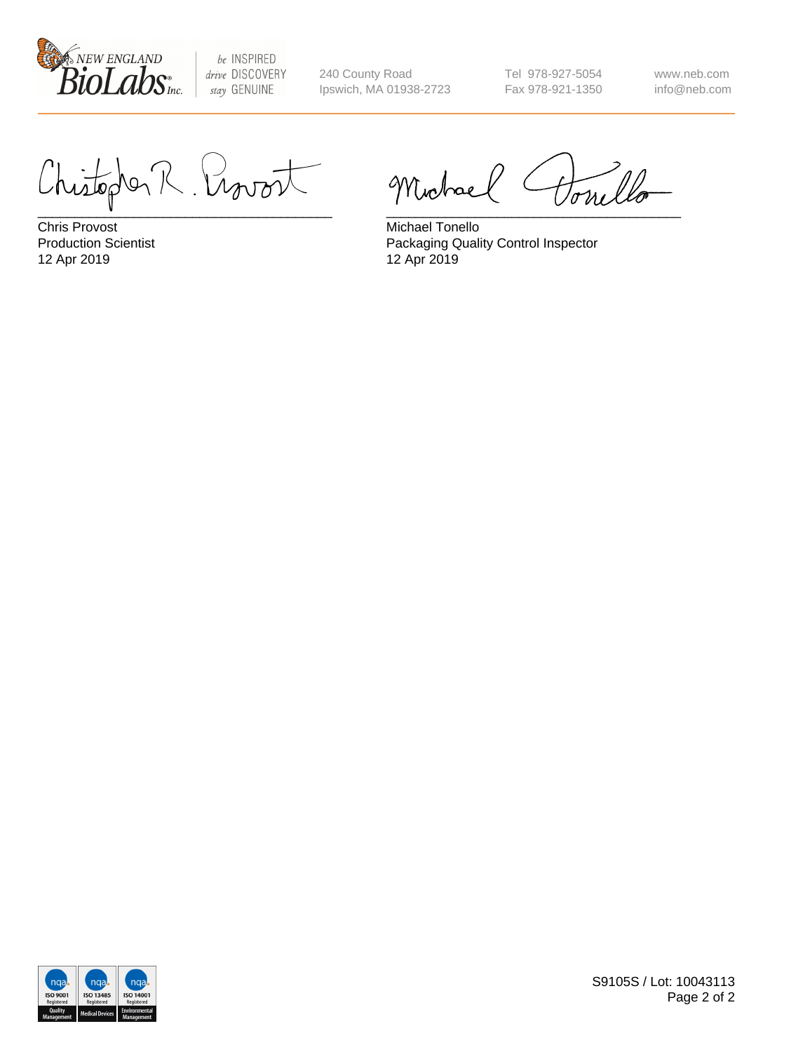240 County Road
Ipswich, MA 01938-2723

Tel 978-927-5054
Fax 978-921-1350

www.neb.com
info@neb.com

Chris Provost
Production Scientist
12 Apr 2019

Michael Tonello
Packaging Quality Control Inspector
12 Apr 2019

S9105S / Lot: 10043113